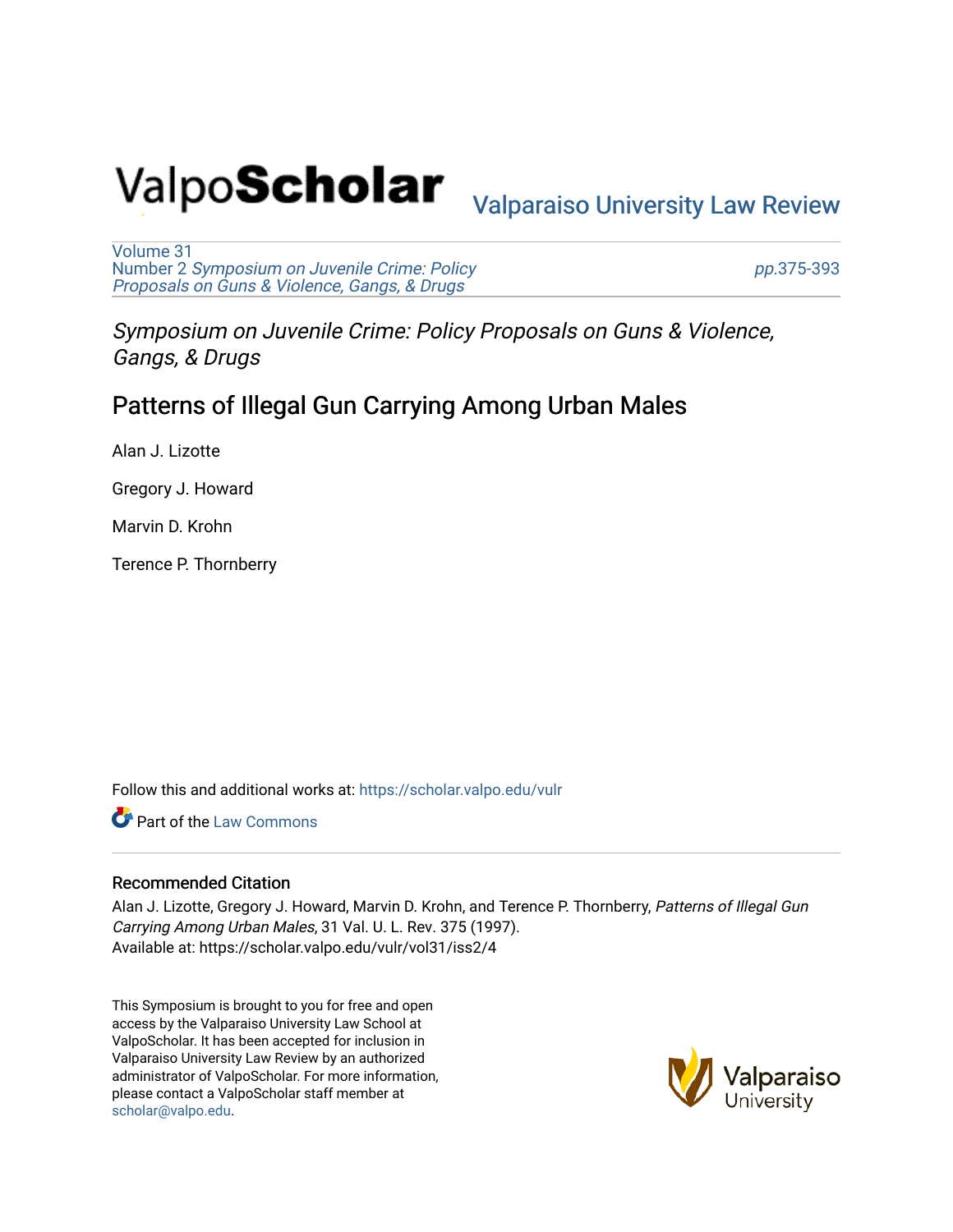ValpoScholar

Valparaiso University Law Review

Volume 31
Number 2 *Symposium on Juvenile Crime: Policy Proposals on Guns & Violence, Gangs, & Drugs*

pp.375-393

*Symposium on Juvenile Crime: Policy Proposals on Guns & Violence, Gangs, & Drugs*

# Patterns of Illegal Gun Carrying Among Urban Males

Alan J. Lizotte

Gregory J. Howard

Marvin D. Krohn

Terence P. Thornberry

Follow this and additional works at: https://scholar.valpo.edu/vulr

Part of the Law Commons

## Recommended Citation

Alan J. Lizotte, Gregory J. Howard, Marvin D. Krohn, and Terence P. Thornberry, *Patterns of Illegal Gun Carrying Among Urban Males*, 31 Val. U. L. Rev. 375 (1997).
Available at: https://scholar.valpo.edu/vulr/vol31/iss2/4

This Symposium is brought to you for free and open access by the Valparaiso University Law School at ValpoScholar. It has been accepted for inclusion in Valparaiso University Law Review by an authorized administrator of ValpoScholar. For more information, please contact a ValpoScholar staff member at scholar@valpo.edu.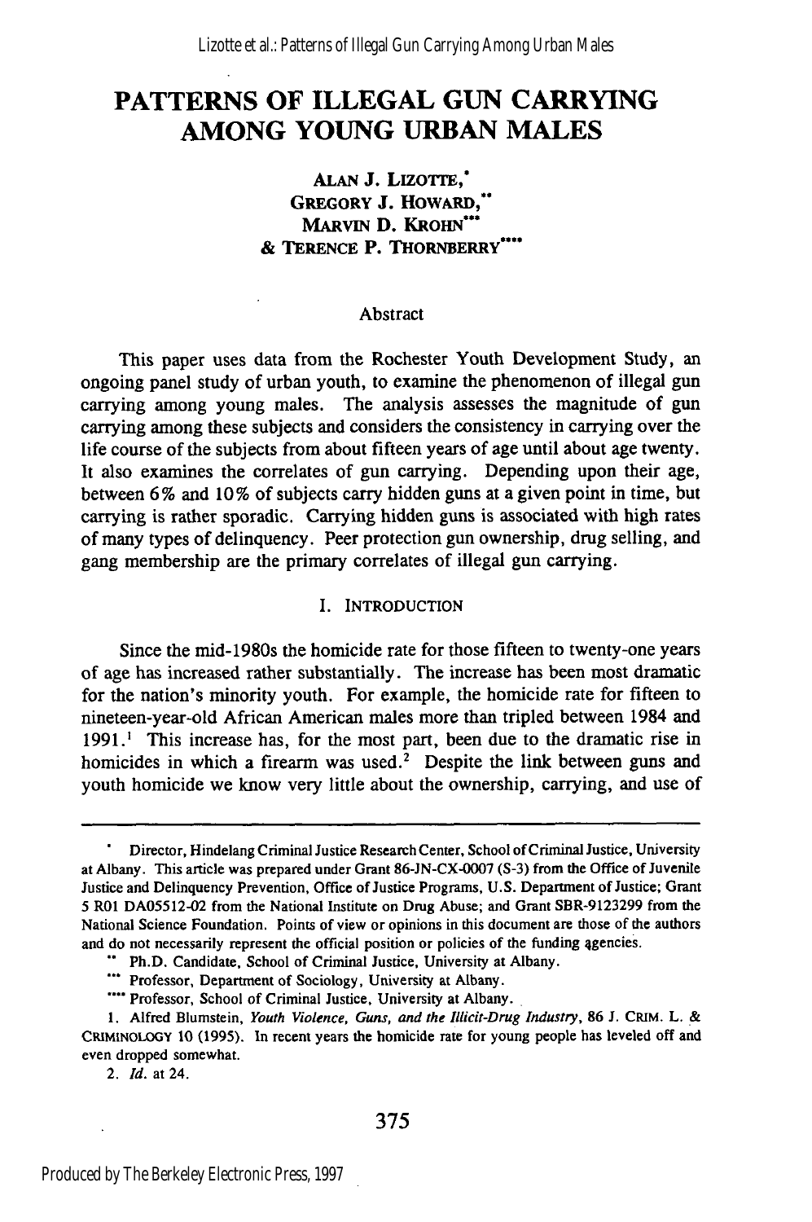# PATTERNS OF ILLEGAL GUN CARRYING AMONG YOUNG URBAN MALES

ALAN J. LIZOTTE,*
GREGORY J. HOWARD,**
MARVIN D. KROHN***
& TERENCE P. THORNBERRY****

## Abstract

This paper uses data from the Rochester Youth Development Study, an ongoing panel study of urban youth, to examine the phenomenon of illegal gun carrying among young males. The analysis assesses the magnitude of gun carrying among these subjects and considers the consistency in carrying over the life course of the subjects from about fifteen years of age until about age twenty. It also examines the correlates of gun carrying. Depending upon their age, between 6% and 10% of subjects carry hidden guns at a given point in time, but carrying is rather sporadic. Carrying hidden guns is associated with high rates of many types of delinquency. Peer protection gun ownership, drug selling, and gang membership are the primary correlates of illegal gun carrying.

## I. INTRODUCTION

Since the mid-1980s the homicide rate for those fifteen to twenty-one years of age has increased rather substantially. The increase has been most dramatic for the nation's minority youth. For example, the homicide rate for fifteen to nineteen-year-old African American males more than tripled between 1984 and 1991.[1] This increase has, for the most part, been due to the dramatic rise in homicides in which a firearm was used.[2] Despite the link between guns and youth homicide we know very little about the ownership, carrying, and use of

---

\* Director, Hindelang Criminal Justice Research Center, School of Criminal Justice, University at Albany. This article was prepared under Grant 86-JN-CX-0007 (S-3) from the Office of Juvenile Justice and Delinquency Prevention, Office of Justice Programs, U.S. Department of Justice; Grant 5 R01 DA05512-02 from the National Institute on Drug Abuse; and Grant SBR-9123299 from the National Science Foundation. Points of view or opinions in this document are those of the authors and do not necessarily represent the official position or policies of the funding agencies.

\*\* Ph.D. Candidate, School of Criminal Justice, University at Albany.

\*\*\* Professor, Department of Sociology, University at Albany.

\*\*\*\* Professor, School of Criminal Justice, University at Albany.

1. Alfred Blumstein, *Youth Violence, Guns, and the Illicit-Drug Industry*, 86 J. CRIM. L. & CRIMINOLOGY 10 (1995). In recent years the homicide rate for young people has leveled off and even dropped somewhat.

2. *Id.* at 24.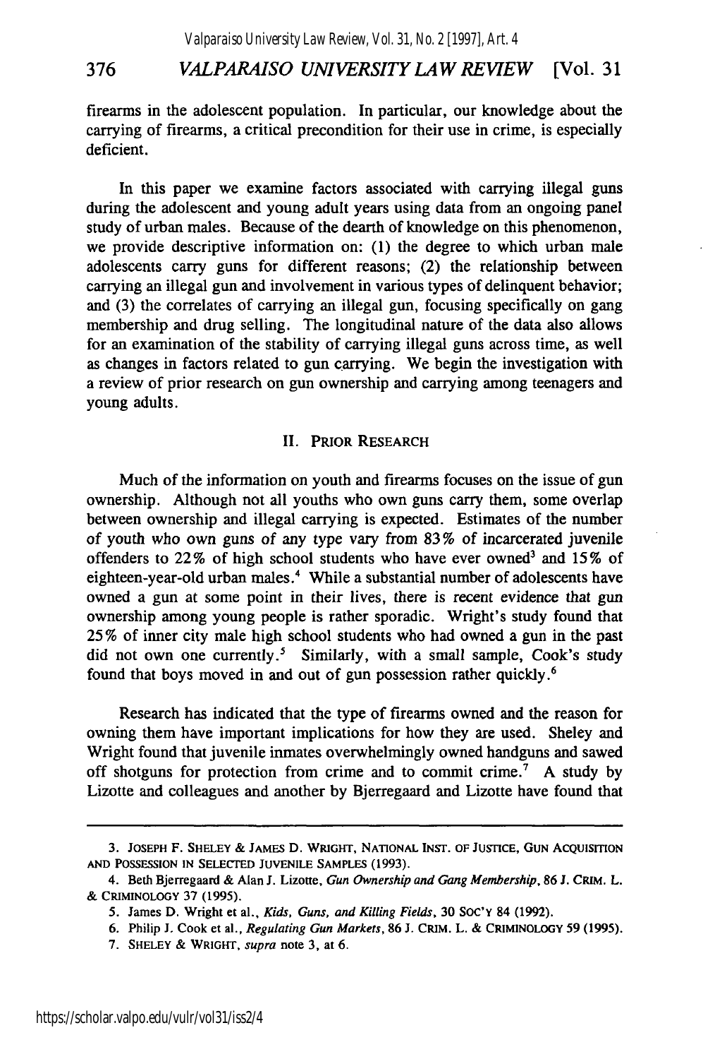firearms in the adolescent population. In particular, our knowledge about the carrying of firearms, a critical precondition for their use in crime, is especially deficient.

In this paper we examine factors associated with carrying illegal guns during the adolescent and young adult years using data from an ongoing panel study of urban males. Because of the dearth of knowledge on this phenomenon, we provide descriptive information on: (1) the degree to which urban male adolescents carry guns for different reasons; (2) the relationship between carrying an illegal gun and involvement in various types of delinquent behavior; and (3) the correlates of carrying an illegal gun, focusing specifically on gang membership and drug selling. The longitudinal nature of the data also allows for an examination of the stability of carrying illegal guns across time, as well as changes in factors related to gun carrying. We begin the investigation with a review of prior research on gun ownership and carrying among teenagers and young adults.

## II. PRIOR RESEARCH

Much of the information on youth and firearms focuses on the issue of gun ownership. Although not all youths who own guns carry them, some overlap between ownership and illegal carrying is expected. Estimates of the number of youth who own guns of any type vary from 83% of incarcerated juvenile offenders to 22% of high school students who have ever owned[3] and 15% of eighteen-year-old urban males.[4] While a substantial number of adolescents have owned a gun at some point in their lives, there is recent evidence that gun ownership among young people is rather sporadic. Wright's study found that 25% of inner city male high school students who had owned a gun in the past did not own one currently.[5] Similarly, with a small sample, Cook's study found that boys moved in and out of gun possession rather quickly.[6]

Research has indicated that the type of firearms owned and the reason for owning them have important implications for how they are used. Sheley and Wright found that juvenile inmates overwhelmingly owned handguns and sawed off shotguns for protection from crime and to commit crime.[7] A study by Lizotte and colleagues and another by Bjerregaard and Lizotte have found that

---

3. JOSEPH F. SHELEY & JAMES D. WRIGHT, NATIONAL INST. OF JUSTICE, GUN ACQUISITION AND POSSESSION IN SELECTED JUVENILE SAMPLES (1993).

4. Beth Bjerregaard & Alan J. Lizotte, *Gun Ownership and Gang Membership*, 86 J. CRIM. L. & CRIMINOLOGY 37 (1995).

5. James D. Wright et al., *Kids, Guns, and Killing Fields*, 30 SOC'Y 84 (1992).

6. Philip J. Cook et al., *Regulating Gun Markets*, 86 J. CRIM. L. & CRIMINOLOGY 59 (1995).

7. SHELEY & WRIGHT, *supra* note 3, at 6.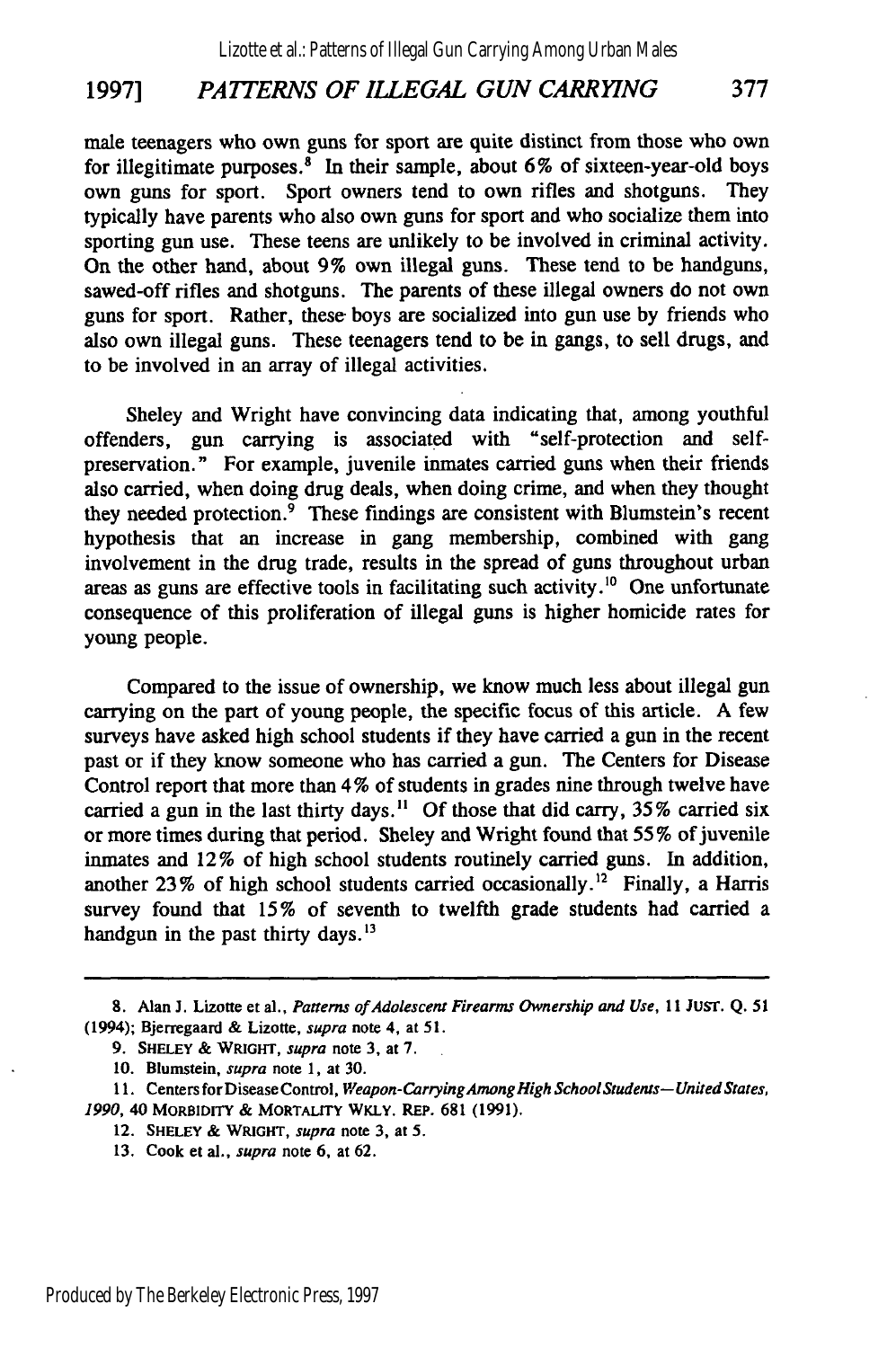male teenagers who own guns for sport are quite distinct from those who own for illegitimate purposes.[8] In their sample, about 6% of sixteen-year-old boys own guns for sport. Sport owners tend to own rifles and shotguns. They typically have parents who also own guns for sport and who socialize them into sporting gun use. These teens are unlikely to be involved in criminal activity. On the other hand, about 9% own illegal guns. These tend to be handguns, sawed-off rifles and shotguns. The parents of these illegal owners do not own guns for sport. Rather, these boys are socialized into gun use by friends who also own illegal guns. These teenagers tend to be in gangs, to sell drugs, and to be involved in an array of illegal activities.

Sheley and Wright have convincing data indicating that, among youthful offenders, gun carrying is associated with "self-protection and self-preservation." For example, juvenile inmates carried guns when their friends also carried, when doing drug deals, when doing crime, and when they thought they needed protection.[9] These findings are consistent with Blumstein's recent hypothesis that an increase in gang membership, combined with gang involvement in the drug trade, results in the spread of guns throughout urban areas as guns are effective tools in facilitating such activity.[10] One unfortunate consequence of this proliferation of illegal guns is higher homicide rates for young people.

Compared to the issue of ownership, we know much less about illegal gun carrying on the part of young people, the specific focus of this article. A few surveys have asked high school students if they have carried a gun in the recent past or if they know someone who has carried a gun. The Centers for Disease Control report that more than 4% of students in grades nine through twelve have carried a gun in the last thirty days.[11] Of those that did carry, 35% carried six or more times during that period. Sheley and Wright found that 55% of juvenile inmates and 12% of high school students routinely carried guns. In addition, another 23% of high school students carried occasionally.[12] Finally, a Harris survey found that 15% of seventh to twelfth grade students had carried a handgun in the past thirty days.[13]

---

8. Alan J. Lizotte et al., *Patterns of Adolescent Firearms Ownership and Use*, 11 JUST. Q. 51 (1994); Bjerregaard & Lizotte, *supra* note 4, at 51.

9. SHELEY & WRIGHT, *supra* note 3, at 7.

10. Blumstein, *supra* note 1, at 30.

11. Centers for Disease Control, *Weapon-Carrying Among High School Students—United States, 1990*, 40 MORBIDITY & MORTALITY WKLY. REP. 681 (1991).

12. SHELEY & WRIGHT, *supra* note 3, at 5.

13. Cook et al., *supra* note 6, at 62.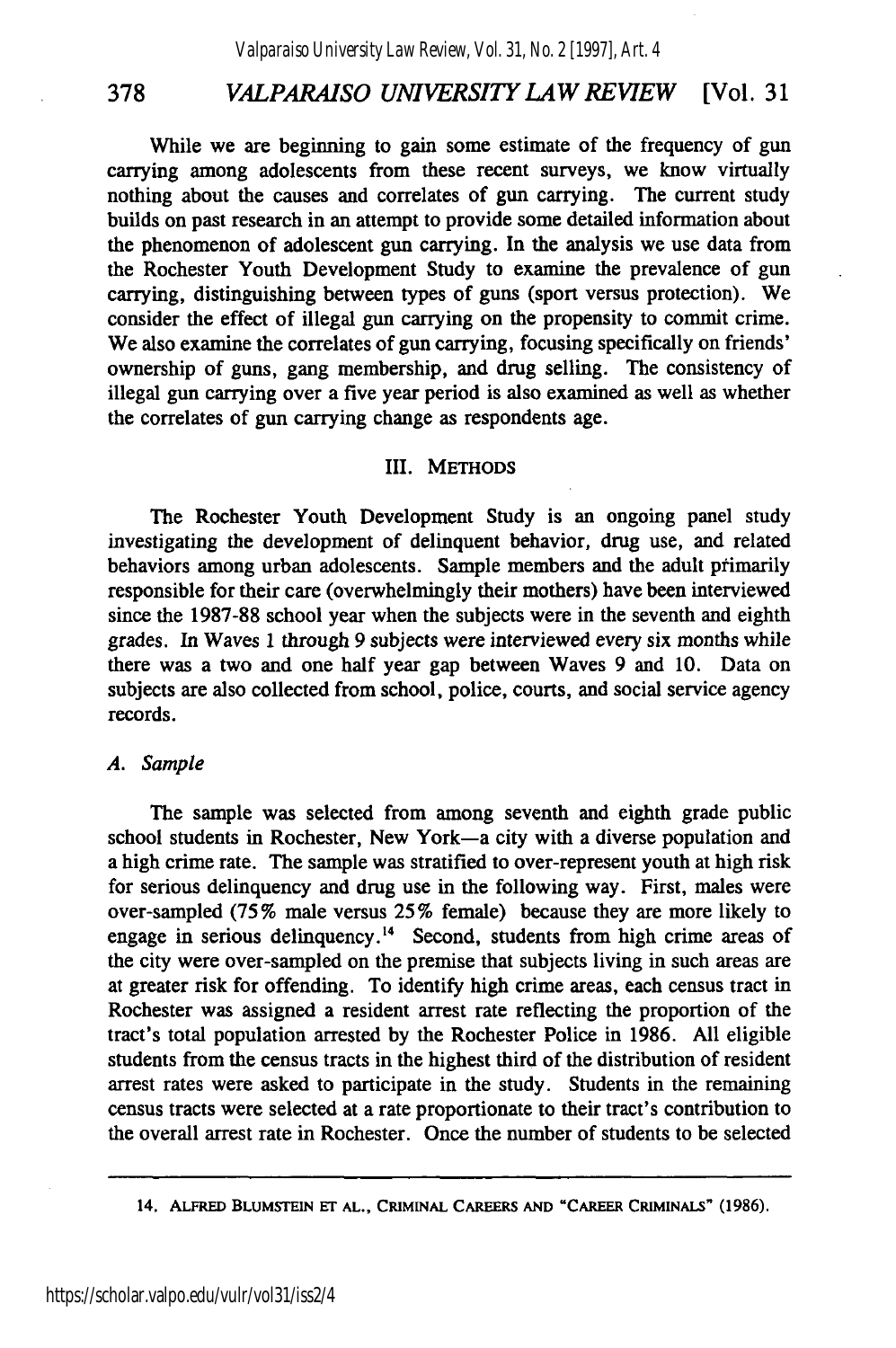While we are beginning to gain some estimate of the frequency of gun carrying among adolescents from these recent surveys, we know virtually nothing about the causes and correlates of gun carrying. The current study builds on past research in an attempt to provide some detailed information about the phenomenon of adolescent gun carrying. In the analysis we use data from the Rochester Youth Development Study to examine the prevalence of gun carrying, distinguishing between types of guns (sport versus protection). We consider the effect of illegal gun carrying on the propensity to commit crime. We also examine the correlates of gun carrying, focusing specifically on friends' ownership of guns, gang membership, and drug selling. The consistency of illegal gun carrying over a five year period is also examined as well as whether the correlates of gun carrying change as respondents age.

## III. METHODS

The Rochester Youth Development Study is an ongoing panel study investigating the development of delinquent behavior, drug use, and related behaviors among urban adolescents. Sample members and the adult primarily responsible for their care (overwhelmingly their mothers) have been interviewed since the 1987-88 school year when the subjects were in the seventh and eighth grades. In Waves 1 through 9 subjects were interviewed every six months while there was a two and one half year gap between Waves 9 and 10. Data on subjects are also collected from school, police, courts, and social service agency records.

### *A. Sample*

The sample was selected from among seventh and eighth grade public school students in Rochester, New York—a city with a diverse population and a high crime rate. The sample was stratified to over-represent youth at high risk for serious delinquency and drug use in the following way. First, males were over-sampled (75% male versus 25% female) because they are more likely to engage in serious delinquency.[14] Second, students from high crime areas of the city were over-sampled on the premise that subjects living in such areas are at greater risk for offending. To identify high crime areas, each census tract in Rochester was assigned a resident arrest rate reflecting the proportion of the tract's total population arrested by the Rochester Police in 1986. All eligible students from the census tracts in the highest third of the distribution of resident arrest rates were asked to participate in the study. Students in the remaining census tracts were selected at a rate proportionate to their tract's contribution to the overall arrest rate in Rochester. Once the number of students to be selected

---

14. ALFRED BLUMSTEIN ET AL., CRIMINAL CAREERS AND "CAREER CRIMINALS" (1986).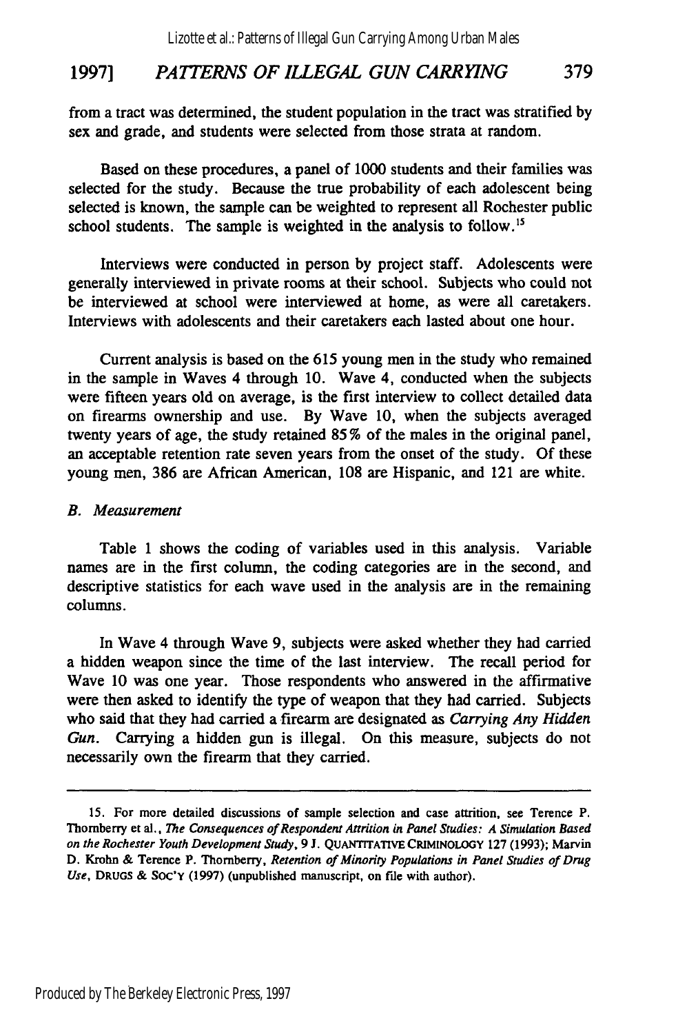from a tract was determined, the student population in the tract was stratified by sex and grade, and students were selected from those strata at random.

Based on these procedures, a panel of 1000 students and their families was selected for the study. Because the true probability of each adolescent being selected is known, the sample can be weighted to represent all Rochester public school students. The sample is weighted in the analysis to follow.[15]

Interviews were conducted in person by project staff. Adolescents were generally interviewed in private rooms at their school. Subjects who could not be interviewed at school were interviewed at home, as were all caretakers. Interviews with adolescents and their caretakers each lasted about one hour.

Current analysis is based on the 615 young men in the study who remained in the sample in Waves 4 through 10. Wave 4, conducted when the subjects were fifteen years old on average, is the first interview to collect detailed data on firearms ownership and use. By Wave 10, when the subjects averaged twenty years of age, the study retained 85% of the males in the original panel, an acceptable retention rate seven years from the onset of the study. Of these young men, 386 are African American, 108 are Hispanic, and 121 are white.

### *B. Measurement*

Table 1 shows the coding of variables used in this analysis. Variable names are in the first column, the coding categories are in the second, and descriptive statistics for each wave used in the analysis are in the remaining columns.

In Wave 4 through Wave 9, subjects were asked whether they had carried a hidden weapon since the time of the last interview. The recall period for Wave 10 was one year. Those respondents who answered in the affirmative were then asked to identify the type of weapon that they had carried. Subjects who said that they had carried a firearm are designated as *Carrying Any Hidden Gun*. Carrying a hidden gun is illegal. On this measure, subjects do not necessarily own the firearm that they carried.

---

15. For more detailed discussions of sample selection and case attrition, see Terence P. Thornberry et al., *The Consequences of Respondent Attrition in Panel Studies: A Simulation Based on the Rochester Youth Development Study*, 9 J. QUANTITATIVE CRIMINOLOGY 127 (1993); Marvin D. Krohn & Terence P. Thornberry, *Retention of Minority Populations in Panel Studies of Drug Use*, DRUGS & SOC'Y (1997) (unpublished manuscript, on file with author).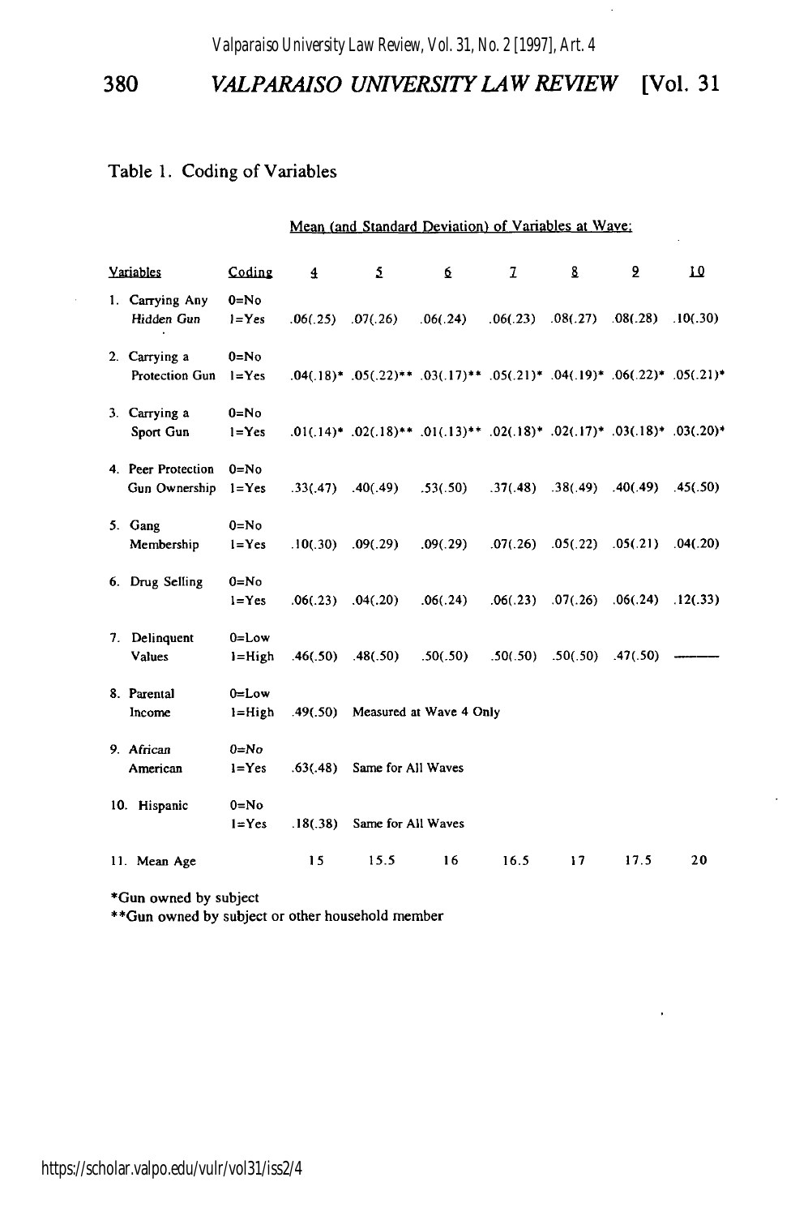Table 1. Coding of Variables

| Variables | Coding | Mean (and Standard Deviation) of Variables at Wave: 4 | 5 | 6 | 7 | 8 | 9 | 10 |
|---|---|---|---|---|---|---|---|---|
| 1. Carrying Any Hidden Gun | 0=No 1=Yes | .06(.25) | .07(.26) | .06(.24) | .06(.23) | .08(.27) | .08(.28) | .10(.30) |
| 2. Carrying a Protection Gun | 0=No 1=Yes | .04(.18)* | .05(.22)** | .03(.17)** | .05(.21)* | .04(.19)* | .06(.22)* | .05(.21)* |
| 3. Carrying a Sport Gun | 0=No 1=Yes | .01(.14)* | .02(.18)** | .01(.13)** | .02(.18)* | .02(.17)* | .03(.18)* | .03(.20)* |
| 4. Peer Protection Gun Ownership | 0=No 1=Yes | .33(.47) | .40(.49) | .53(.50) | .37(.48) | .38(.49) | .40(.49) | .45(.50) |
| 5. Gang Membership | 0=No 1=Yes | .10(.30) | .09(.29) | .09(.29) | .07(.26) | .05(.22) | .05(.21) | .04(.20) |
| 6. Drug Selling | 0=No 1=Yes | .06(.23) | .04(.20) | .06(.24) | .06(.23) | .07(.26) | .06(.24) | .12(.33) |
| 7. Delinquent Values | 0=Low 1=High | .46(.50) | .48(.50) | .50(.50) | .50(.50) | .50(.50) | .47(.50) | ——— |
| 8. Parental Income | 0=Low 1=High | .49(.50) | Measured at Wave 4 Only | | | | | |
| 9. African American | 0=No 1=Yes | .63(.48) | Same for All Waves | | | | | |
| 10. Hispanic | 0=No 1=Yes | .18(.38) | Same for All Waves | | | | | |
| 11. Mean Age | | 15 | 15.5 | 16 | 16.5 | 17 | 17.5 | 20 |

*Gun owned by subject

**Gun owned by subject or other household member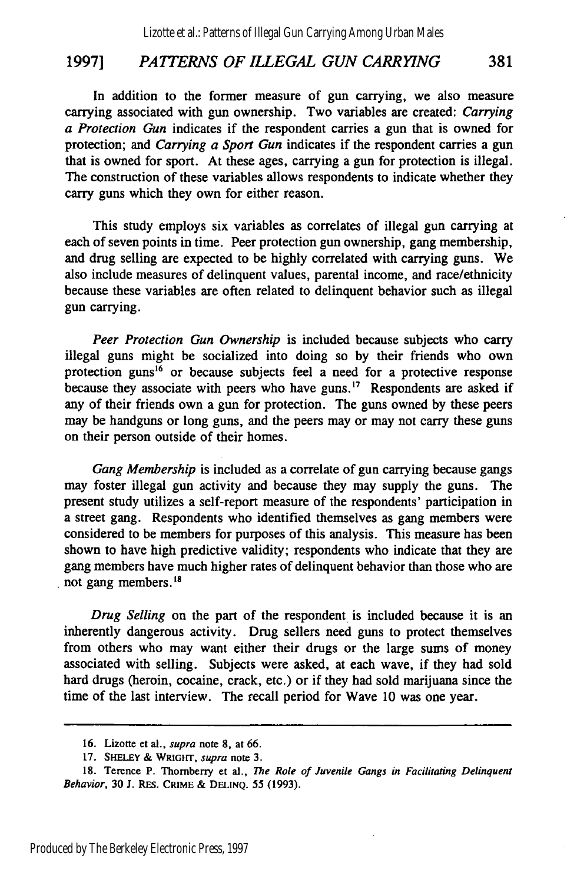In addition to the former measure of gun carrying, we also measure carrying associated with gun ownership. Two variables are created: *Carrying a Protection Gun* indicates if the respondent carries a gun that is owned for protection; and *Carrying a Sport Gun* indicates if the respondent carries a gun that is owned for sport. At these ages, carrying a gun for protection is illegal. The construction of these variables allows respondents to indicate whether they carry guns which they own for either reason.

This study employs six variables as correlates of illegal gun carrying at each of seven points in time. Peer protection gun ownership, gang membership, and drug selling are expected to be highly correlated with carrying guns. We also include measures of delinquent values, parental income, and race/ethnicity because these variables are often related to delinquent behavior such as illegal gun carrying.

*Peer Protection Gun Ownership* is included because subjects who carry illegal guns might be socialized into doing so by their friends who own protection guns[16] or because subjects feel a need for a protective response because they associate with peers who have guns.[17] Respondents are asked if any of their friends own a gun for protection. The guns owned by these peers may be handguns or long guns, and the peers may or may not carry these guns on their person outside of their homes.

*Gang Membership* is included as a correlate of gun carrying because gangs may foster illegal gun activity and because they may supply the guns. The present study utilizes a self-report measure of the respondents' participation in a street gang. Respondents who identified themselves as gang members were considered to be members for purposes of this analysis. This measure has been shown to have high predictive validity; respondents who indicate that they are gang members have much higher rates of delinquent behavior than those who are not gang members.[18]

*Drug Selling* on the part of the respondent is included because it is an inherently dangerous activity. Drug sellers need guns to protect themselves from others who may want either their drugs or the large sums of money associated with selling. Subjects were asked, at each wave, if they had sold hard drugs (heroin, cocaine, crack, etc.) or if they had sold marijuana since the time of the last interview. The recall period for Wave 10 was one year.

---

16. Lizotte et al., *supra* note 8, at 66.

17. SHELEY & WRIGHT, *supra* note 3.

18. Terence P. Thornberry et al., *The Role of Juvenile Gangs in Facilitating Delinquent Behavior*, 30 J. RES. CRIME & DELINQ. 55 (1993).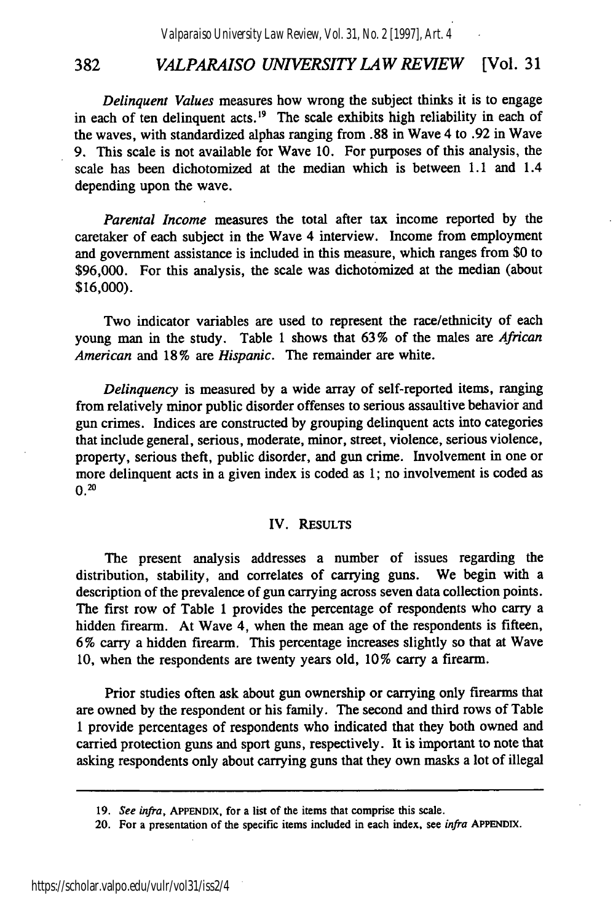*Delinquent Values* measures how wrong the subject thinks it is to engage in each of ten delinquent acts.[19] The scale exhibits high reliability in each of the waves, with standardized alphas ranging from .88 in Wave 4 to .92 in Wave 9. This scale is not available for Wave 10. For purposes of this analysis, the scale has been dichotomized at the median which is between 1.1 and 1.4 depending upon the wave.

*Parental Income* measures the total after tax income reported by the caretaker of each subject in the Wave 4 interview. Income from employment and government assistance is included in this measure, which ranges from $0 to $96,000. For this analysis, the scale was dichotomized at the median (about $16,000).

Two indicator variables are used to represent the race/ethnicity of each young man in the study. Table 1 shows that 63% of the males are *African American* and 18% are *Hispanic*. The remainder are white.

*Delinquency* is measured by a wide array of self-reported items, ranging from relatively minor public disorder offenses to serious assaultive behavior and gun crimes. Indices are constructed by grouping delinquent acts into categories that include general, serious, moderate, minor, street, violence, serious violence, property, serious theft, public disorder, and gun crime. Involvement in one or more delinquent acts in a given index is coded as 1; no involvement is coded as 0.[20]

## IV. RESULTS

The present analysis addresses a number of issues regarding the distribution, stability, and correlates of carrying guns. We begin with a description of the prevalence of gun carrying across seven data collection points. The first row of Table 1 provides the percentage of respondents who carry a hidden firearm. At Wave 4, when the mean age of the respondents is fifteen, 6% carry a hidden firearm. This percentage increases slightly so that at Wave 10, when the respondents are twenty years old, 10% carry a firearm.

Prior studies often ask about gun ownership or carrying only firearms that are owned by the respondent or his family. The second and third rows of Table 1 provide percentages of respondents who indicated that they both owned and carried protection guns and sport guns, respectively. It is important to note that asking respondents only about carrying guns that they own masks a lot of illegal

---

19. *See infra*, APPENDIX, for a list of the items that comprise this scale.

20. For a presentation of the specific items included in each index, see *infra* APPENDIX.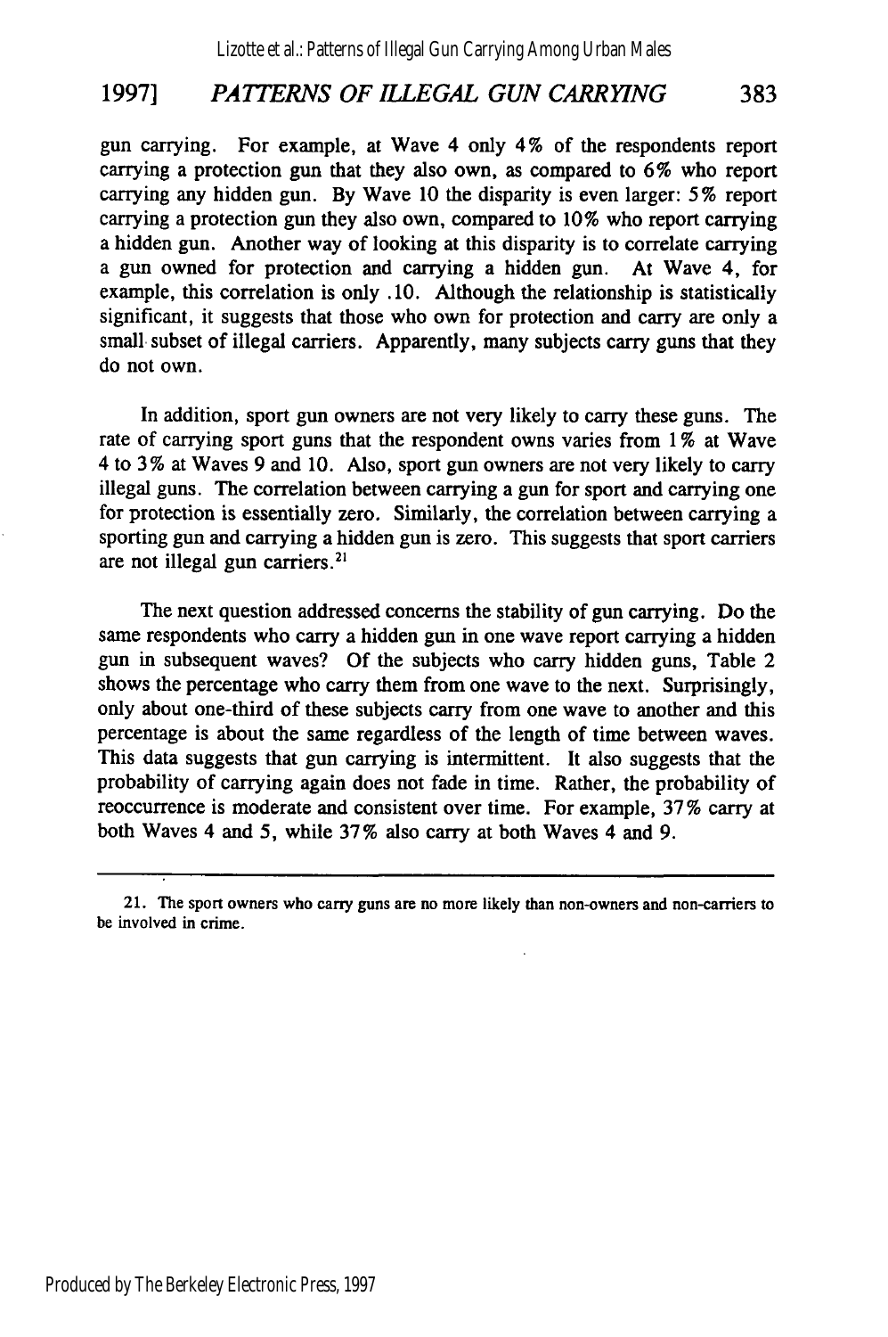gun carrying. For example, at Wave 4 only 4% of the respondents report carrying a protection gun that they also own, as compared to 6% who report carrying any hidden gun. By Wave 10 the disparity is even larger: 5% report carrying a protection gun they also own, compared to 10% who report carrying a hidden gun. Another way of looking at this disparity is to correlate carrying a gun owned for protection and carrying a hidden gun. At Wave 4, for example, this correlation is only .10. Although the relationship is statistically significant, it suggests that those who own for protection and carry are only a small subset of illegal carriers. Apparently, many subjects carry guns that they do not own.

In addition, sport gun owners are not very likely to carry these guns. The rate of carrying sport guns that the respondent owns varies from 1% at Wave 4 to 3% at Waves 9 and 10. Also, sport gun owners are not very likely to carry illegal guns. The correlation between carrying a gun for sport and carrying one for protection is essentially zero. Similarly, the correlation between carrying a sporting gun and carrying a hidden gun is zero. This suggests that sport carriers are not illegal gun carriers.[21]

The next question addressed concerns the stability of gun carrying. Do the same respondents who carry a hidden gun in one wave report carrying a hidden gun in subsequent waves? Of the subjects who carry hidden guns, Table 2 shows the percentage who carry them from one wave to the next. Surprisingly, only about one-third of these subjects carry from one wave to another and this percentage is about the same regardless of the length of time between waves. This data suggests that gun carrying is intermittent. It also suggests that the probability of carrying again does not fade in time. Rather, the probability of reoccurrence is moderate and consistent over time. For example, 37% carry at both Waves 4 and 5, while 37% also carry at both Waves 4 and 9.

---

21. The sport owners who carry guns are no more likely than non-owners and non-carriers to be involved in crime.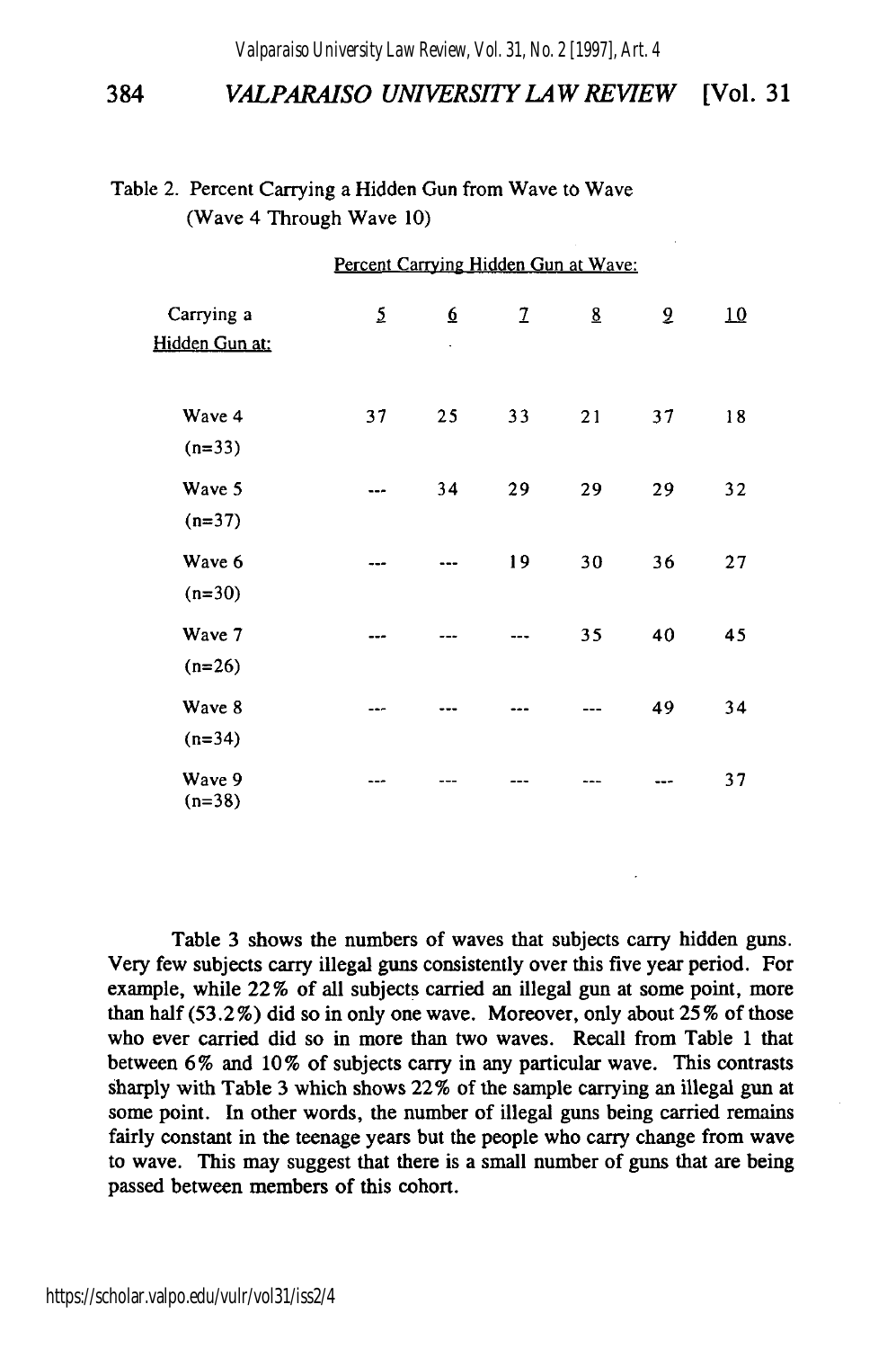Table 2. Percent Carrying a Hidden Gun from Wave to Wave (Wave 4 Through Wave 10)

| Carrying a Hidden Gun at: | Percent Carrying Hidden Gun at Wave: 5 | 6 | 7 | 8 | 9 | 10 |
|---|---|---|---|---|---|---|
| Wave 4 (n=33) | 37 | 25 | 33 | 21 | 37 | 18 |
| Wave 5 (n=37) | --- | 34 | 29 | 29 | 29 | 32 |
| Wave 6 (n=30) | --- | --- | 19 | 30 | 36 | 27 |
| Wave 7 (n=26) | --- | --- | --- | 35 | 40 | 45 |
| Wave 8 (n=34) | --- | --- | --- | --- | 49 | 34 |
| Wave 9 (n=38) | --- | --- | --- | --- | --- | 37 |

Table 3 shows the numbers of waves that subjects carry hidden guns. Very few subjects carry illegal guns consistently over this five year period. For example, while 22% of all subjects carried an illegal gun at some point, more than half (53.2%) did so in only one wave. Moreover, only about 25% of those who ever carried did so in more than two waves. Recall from Table 1 that between 6% and 10% of subjects carry in any particular wave. This contrasts sharply with Table 3 which shows 22% of the sample carrying an illegal gun at some point. In other words, the number of illegal guns being carried remains fairly constant in the teenage years but the people who carry change from wave to wave. This may suggest that there is a small number of guns that are being passed between members of this cohort.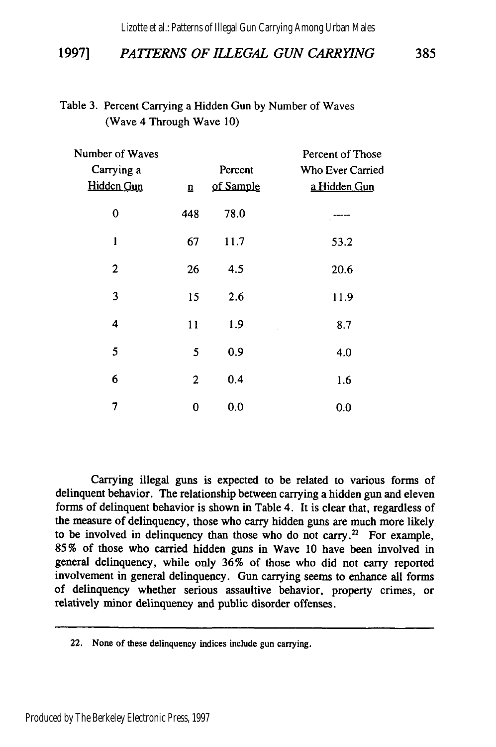Table 3. Percent Carrying a Hidden Gun by Number of Waves (Wave 4 Through Wave 10)

| Number of Waves Carrying a Hidden Gun | n | Percent of Sample | Percent of Those Who Ever Carried a Hidden Gun |
|---|---|---|---|
| 0 | 448 | 78.0 | ----- |
| 1 | 67 | 11.7 | 53.2 |
| 2 | 26 | 4.5 | 20.6 |
| 3 | 15 | 2.6 | 11.9 |
| 4 | 11 | 1.9 | 8.7 |
| 5 | 5 | 0.9 | 4.0 |
| 6 | 2 | 0.4 | 1.6 |
| 7 | 0 | 0.0 | 0.0 |

Carrying illegal guns is expected to be related to various forms of delinquent behavior. The relationship between carrying a hidden gun and eleven forms of delinquent behavior is shown in Table 4. It is clear that, regardless of the measure of delinquency, those who carry hidden guns are much more likely to be involved in delinquency than those who do not carry.[22] For example, 85% of those who carried hidden guns in Wave 10 have been involved in general delinquency, while only 36% of those who did not carry reported involvement in general delinquency. Gun carrying seems to enhance all forms of delinquency whether serious assaultive behavior, property crimes, or relatively minor delinquency and public disorder offenses.

---

22. None of these delinquency indices include gun carrying.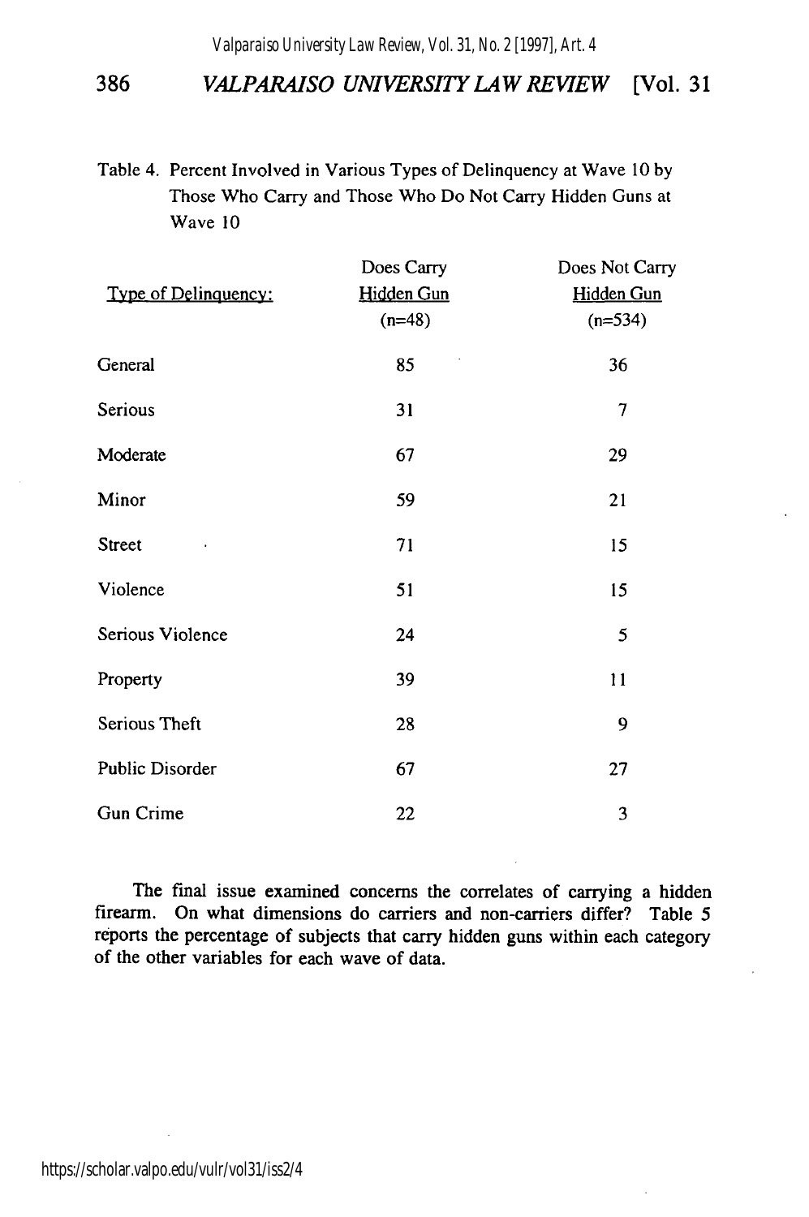Table 4. Percent Involved in Various Types of Delinquency at Wave 10 by Those Who Carry and Those Who Do Not Carry Hidden Guns at Wave 10

| Type of Delinquency: | Does Carry Hidden Gun (n=48) | Does Not Carry Hidden Gun (n=534) |
|---|---|---|
| General | 85 | 36 |
| Serious | 31 | 7 |
| Moderate | 67 | 29 |
| Minor | 59 | 21 |
| Street | 71 | 15 |
| Violence | 51 | 15 |
| Serious Violence | 24 | 5 |
| Property | 39 | 11 |
| Serious Theft | 28 | 9 |
| Public Disorder | 67 | 27 |
| Gun Crime | 22 | 3 |

The final issue examined concerns the correlates of carrying a hidden firearm. On what dimensions do carriers and non-carriers differ? Table 5 reports the percentage of subjects that carry hidden guns within each category of the other variables for each wave of data.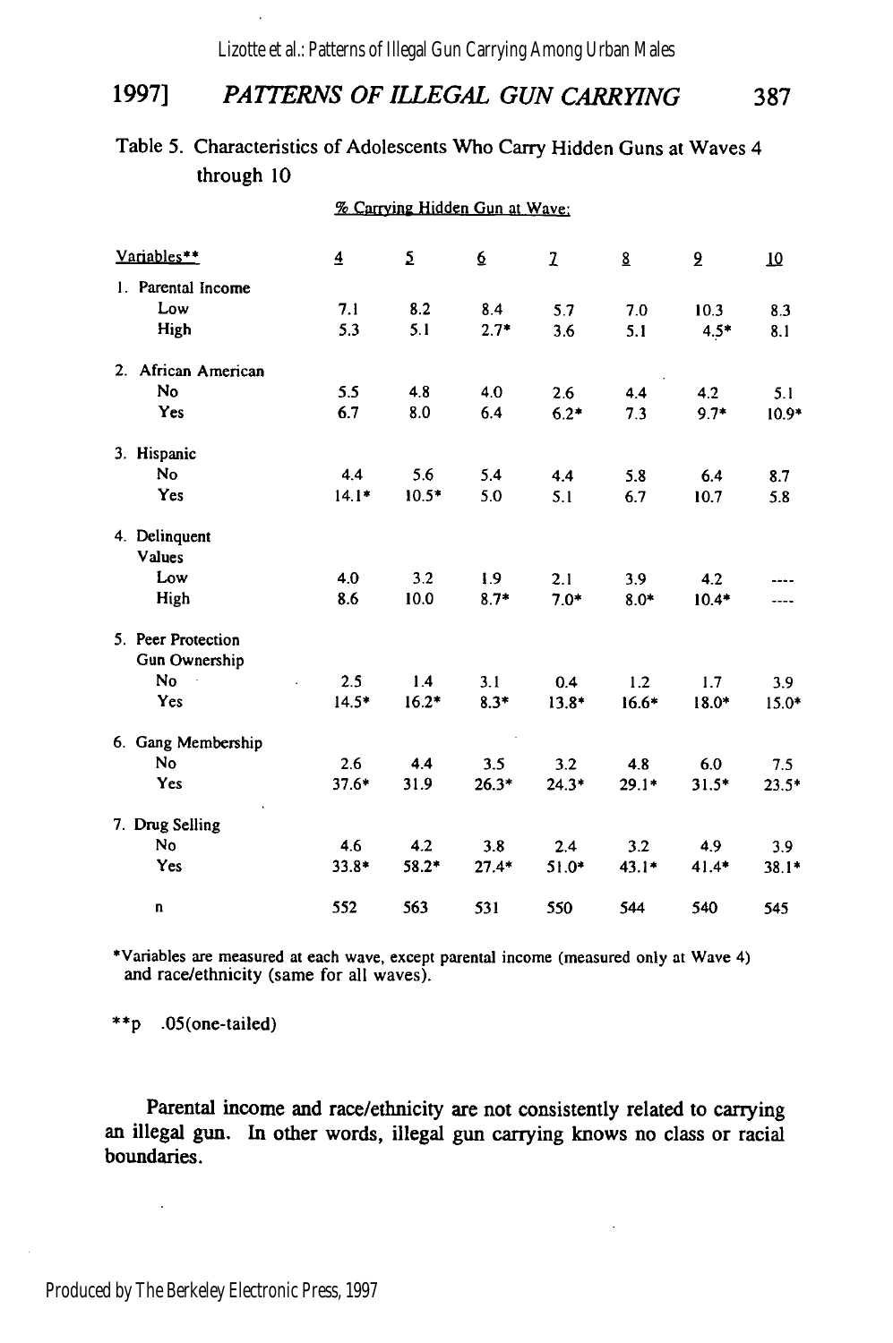Table 5. Characteristics of Adolescents Who Carry Hidden Guns at Waves 4 through 10

| Variables** | % Carrying Hidden Gun at Wave: | | | | | | |
|---|---|---|---|---|---|---|---|
| | 4 | 5 | 6 | 7 | 8 | 9 | 10 |
| 1. Parental Income | | | | | | | |
| Low | 7.1 | 8.2 | 8.4 | 5.7 | 7.0 | 10.3 | 8.3 |
| High | 5.3 | 5.1 | 2.7* | 3.6 | 5.1 | 4.5* | 8.1 |
| 2. African American | | | | | | | |
| No | 5.5 | 4.8 | 4.0 | 2.6 | 4.4 | 4.2 | 5.1 |
| Yes | 6.7 | 8.0 | 6.4 | 6.2* | 7.3 | 9.7* | 10.9* |
| 3. Hispanic | | | | | | | |
| No | 4.4 | 5.6 | 5.4 | 4.4 | 5.8 | 6.4 | 8.7 |
| Yes | 14.1* | 10.5* | 5.0 | 5.1 | 6.7 | 10.7 | 5.8 |
| 4. Delinquent Values | | | | | | | |
| Low | 4.0 | 3.2 | 1.9 | 2.1 | 3.9 | 4.2 | ---- |
| High | 8.6 | 10.0 | 8.7* | 7.0* | 8.0* | 10.4* | ---- |
| 5. Peer Protection Gun Ownership | | | | | | | |
| No | 2.5 | 1.4 | 3.1 | 0.4 | 1.2 | 1.7 | 3.9 |
| Yes | 14.5* | 16.2* | 8.3* | 13.8* | 16.6* | 18.0* | 15.0* |
| 6. Gang Membership | | | | | | | |
| No | 2.6 | 4.4 | 3.5 | 3.2 | 4.8 | 6.0 | 7.5 |
| Yes | 37.6* | 31.9 | 26.3* | 24.3* | 29.1* | 31.5* | 23.5* |
| 7. Drug Selling | | | | | | | |
| No | 4.6 | 4.2 | 3.8 | 2.4 | 3.2 | 4.9 | 3.9 |
| Yes | 33.8* | 58.2* | 27.4* | 51.0* | 43.1* | 41.4* | 38.1* |
| n | 552 | 563 | 531 | 550 | 544 | 540 | 545 |

*Variables are measured at each wave, except parental income (measured only at Wave 4) and race/ethnicity (same for all waves).

**p .05(one-tailed)

Parental income and race/ethnicity are not consistently related to carrying an illegal gun. In other words, illegal gun carrying knows no class or racial boundaries.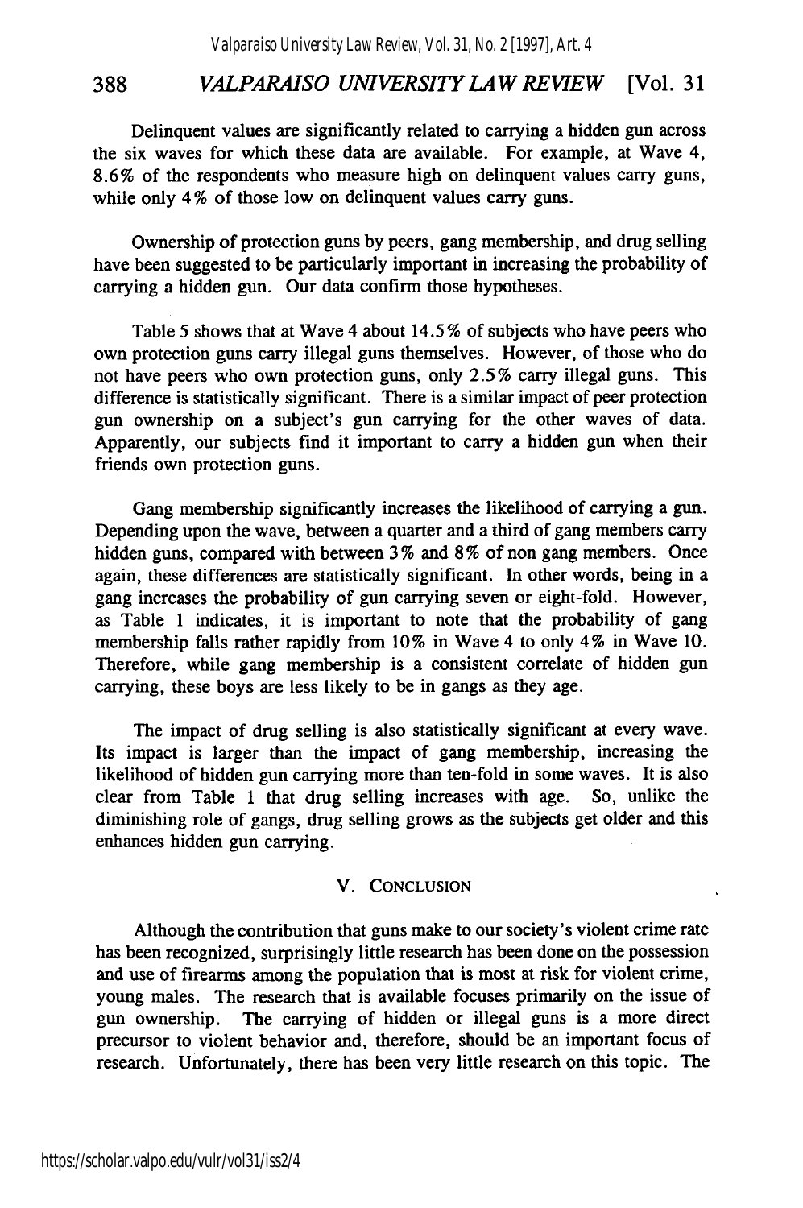Delinquent values are significantly related to carrying a hidden gun across the six waves for which these data are available. For example, at Wave 4, 8.6% of the respondents who measure high on delinquent values carry guns, while only 4% of those low on delinquent values carry guns.

Ownership of protection guns by peers, gang membership, and drug selling have been suggested to be particularly important in increasing the probability of carrying a hidden gun. Our data confirm those hypotheses.

Table 5 shows that at Wave 4 about 14.5% of subjects who have peers who own protection guns carry illegal guns themselves. However, of those who do not have peers who own protection guns, only 2.5% carry illegal guns. This difference is statistically significant. There is a similar impact of peer protection gun ownership on a subject's gun carrying for the other waves of data. Apparently, our subjects find it important to carry a hidden gun when their friends own protection guns.

Gang membership significantly increases the likelihood of carrying a gun. Depending upon the wave, between a quarter and a third of gang members carry hidden guns, compared with between 3% and 8% of non gang members. Once again, these differences are statistically significant. In other words, being in a gang increases the probability of gun carrying seven or eight-fold. However, as Table 1 indicates, it is important to note that the probability of gang membership falls rather rapidly from 10% in Wave 4 to only 4% in Wave 10. Therefore, while gang membership is a consistent correlate of hidden gun carrying, these boys are less likely to be in gangs as they age.

The impact of drug selling is also statistically significant at every wave. Its impact is larger than the impact of gang membership, increasing the likelihood of hidden gun carrying more than ten-fold in some waves. It is also clear from Table 1 that drug selling increases with age. So, unlike the diminishing role of gangs, drug selling grows as the subjects get older and this enhances hidden gun carrying.

## V. CONCLUSION

Although the contribution that guns make to our society's violent crime rate has been recognized, surprisingly little research has been done on the possession and use of firearms among the population that is most at risk for violent crime, young males. The research that is available focuses primarily on the issue of gun ownership. The carrying of hidden or illegal guns is a more direct precursor to violent behavior and, therefore, should be an important focus of research. Unfortunately, there has been very little research on this topic. The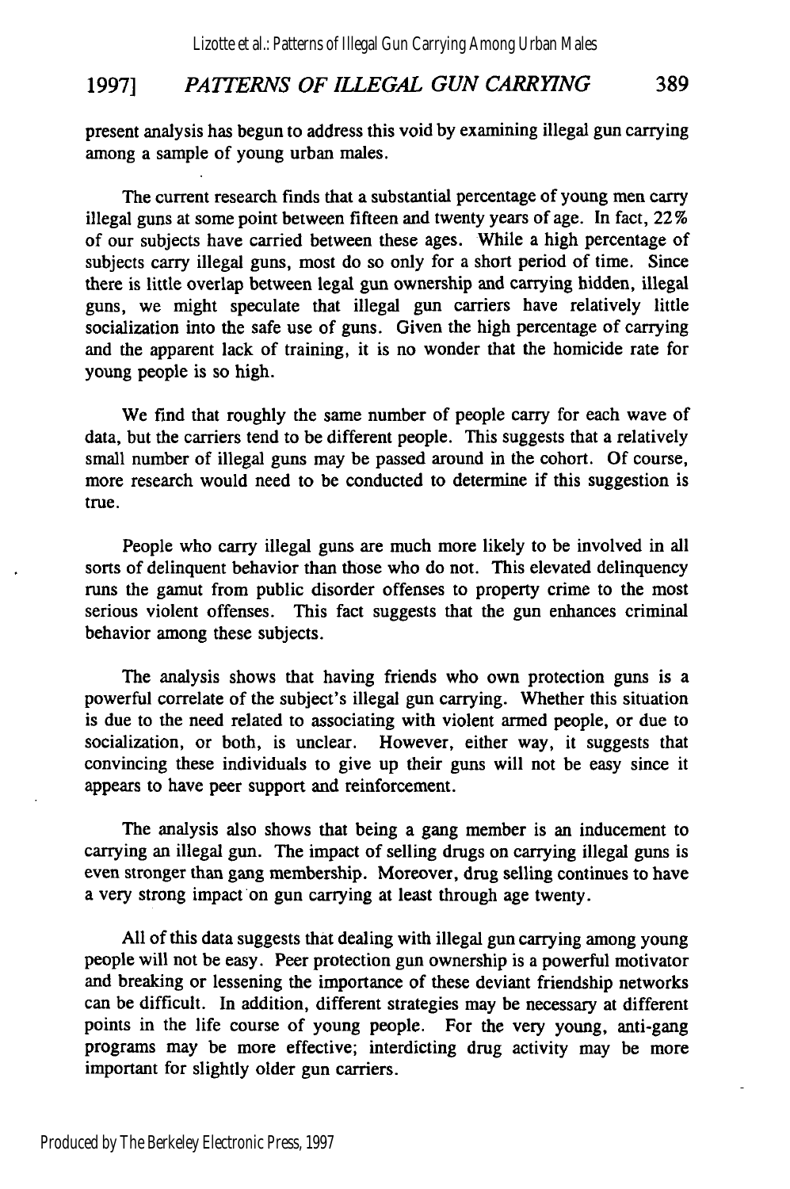present analysis has begun to address this void by examining illegal gun carrying among a sample of young urban males.

The current research finds that a substantial percentage of young men carry illegal guns at some point between fifteen and twenty years of age. In fact, 22% of our subjects have carried between these ages. While a high percentage of subjects carry illegal guns, most do so only for a short period of time. Since there is little overlap between legal gun ownership and carrying hidden, illegal guns, we might speculate that illegal gun carriers have relatively little socialization into the safe use of guns. Given the high percentage of carrying and the apparent lack of training, it is no wonder that the homicide rate for young people is so high.

We find that roughly the same number of people carry for each wave of data, but the carriers tend to be different people. This suggests that a relatively small number of illegal guns may be passed around in the cohort. Of course, more research would need to be conducted to determine if this suggestion is true.

People who carry illegal guns are much more likely to be involved in all sorts of delinquent behavior than those who do not. This elevated delinquency runs the gamut from public disorder offenses to property crime to the most serious violent offenses. This fact suggests that the gun enhances criminal behavior among these subjects.

The analysis shows that having friends who own protection guns is a powerful correlate of the subject's illegal gun carrying. Whether this situation is due to the need related to associating with violent armed people, or due to socialization, or both, is unclear. However, either way, it suggests that convincing these individuals to give up their guns will not be easy since it appears to have peer support and reinforcement.

The analysis also shows that being a gang member is an inducement to carrying an illegal gun. The impact of selling drugs on carrying illegal guns is even stronger than gang membership. Moreover, drug selling continues to have a very strong impact on gun carrying at least through age twenty.

All of this data suggests that dealing with illegal gun carrying among young people will not be easy. Peer protection gun ownership is a powerful motivator and breaking or lessening the importance of these deviant friendship networks can be difficult. In addition, different strategies may be necessary at different points in the life course of young people. For the very young, anti-gang programs may be more effective; interdicting drug activity may be more important for slightly older gun carriers.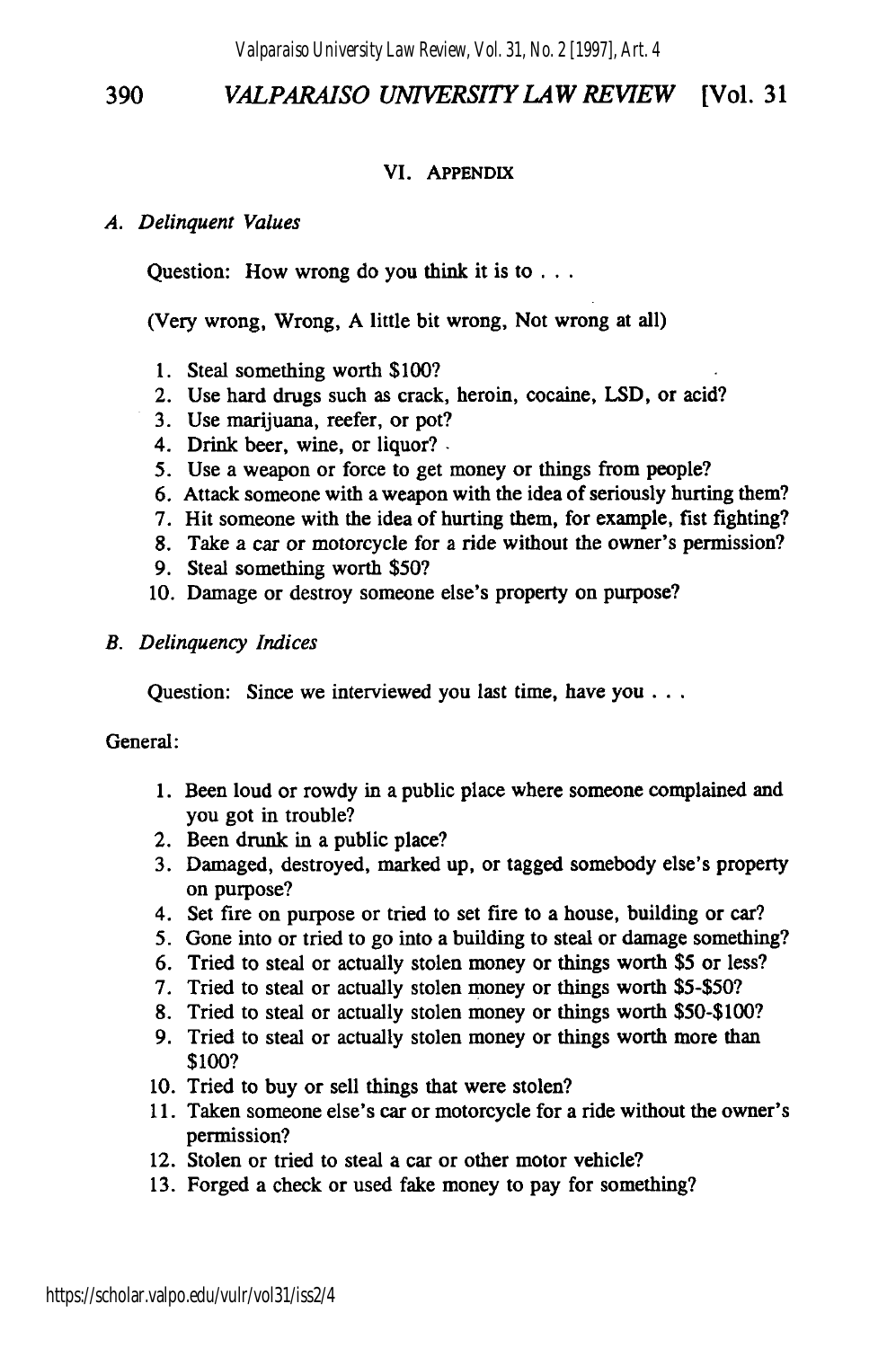## VI. APPENDIX

### *A. Delinquent Values*

Question: How wrong do you think it is to . . .

(Very wrong, Wrong, A little bit wrong, Not wrong at all)

1. Steal something worth $100?
2. Use hard drugs such as crack, heroin, cocaine, LSD, or acid?
3. Use marijuana, reefer, or pot?
4. Drink beer, wine, or liquor?
5. Use a weapon or force to get money or things from people?
6. Attack someone with a weapon with the idea of seriously hurting them?
7. Hit someone with the idea of hurting them, for example, fist fighting?
8. Take a car or motorcycle for a ride without the owner's permission?
9. Steal something worth $50?
10. Damage or destroy someone else's property on purpose?

### *B. Delinquency Indices*

Question: Since we interviewed you last time, have you . . .

General:

1. Been loud or rowdy in a public place where someone complained and you got in trouble?
2. Been drunk in a public place?
3. Damaged, destroyed, marked up, or tagged somebody else's property on purpose?
4. Set fire on purpose or tried to set fire to a house, building or car?
5. Gone into or tried to go into a building to steal or damage something?
6. Tried to steal or actually stolen money or things worth $5 or less?
7. Tried to steal or actually stolen money or things worth $5-$50?
8. Tried to steal or actually stolen money or things worth $50-$100?
9. Tried to steal or actually stolen money or things worth more than $100?
10. Tried to buy or sell things that were stolen?
11. Taken someone else's car or motorcycle for a ride without the owner's permission?
12. Stolen or tried to steal a car or other motor vehicle?
13. Forged a check or used fake money to pay for something?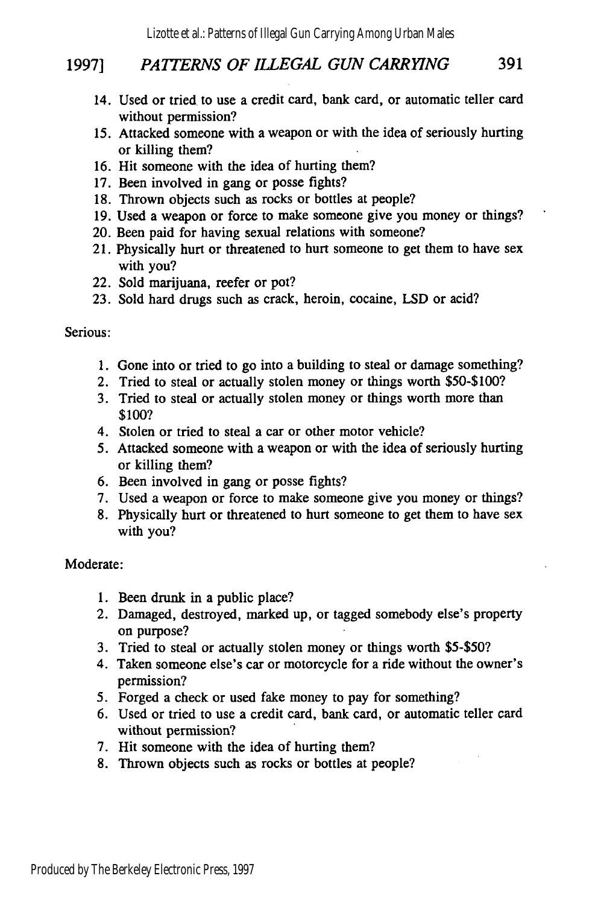14. Used or tried to use a credit card, bank card, or automatic teller card without permission?
15. Attacked someone with a weapon or with the idea of seriously hurting or killing them?
16. Hit someone with the idea of hurting them?
17. Been involved in gang or posse fights?
18. Thrown objects such as rocks or bottles at people?
19. Used a weapon or force to make someone give you money or things?
20. Been paid for having sexual relations with someone?
21. Physically hurt or threatened to hurt someone to get them to have sex with you?
22. Sold marijuana, reefer or pot?
23. Sold hard drugs such as crack, heroin, cocaine, LSD or acid?

Serious:

1. Gone into or tried to go into a building to steal or damage something?
2. Tried to steal or actually stolen money or things worth $50-$100?
3. Tried to steal or actually stolen money or things worth more than $100?
4. Stolen or tried to steal a car or other motor vehicle?
5. Attacked someone with a weapon or with the idea of seriously hurting or killing them?
6. Been involved in gang or posse fights?
7. Used a weapon or force to make someone give you money or things?
8. Physically hurt or threatened to hurt someone to get them to have sex with you?

Moderate:

1. Been drunk in a public place?
2. Damaged, destroyed, marked up, or tagged somebody else's property on purpose?
3. Tried to steal or actually stolen money or things worth $5-$50?
4. Taken someone else's car or motorcycle for a ride without the owner's permission?
5. Forged a check or used fake money to pay for something?
6. Used or tried to use a credit card, bank card, or automatic teller card without permission?
7. Hit someone with the idea of hurting them?
8. Thrown objects such as rocks or bottles at people?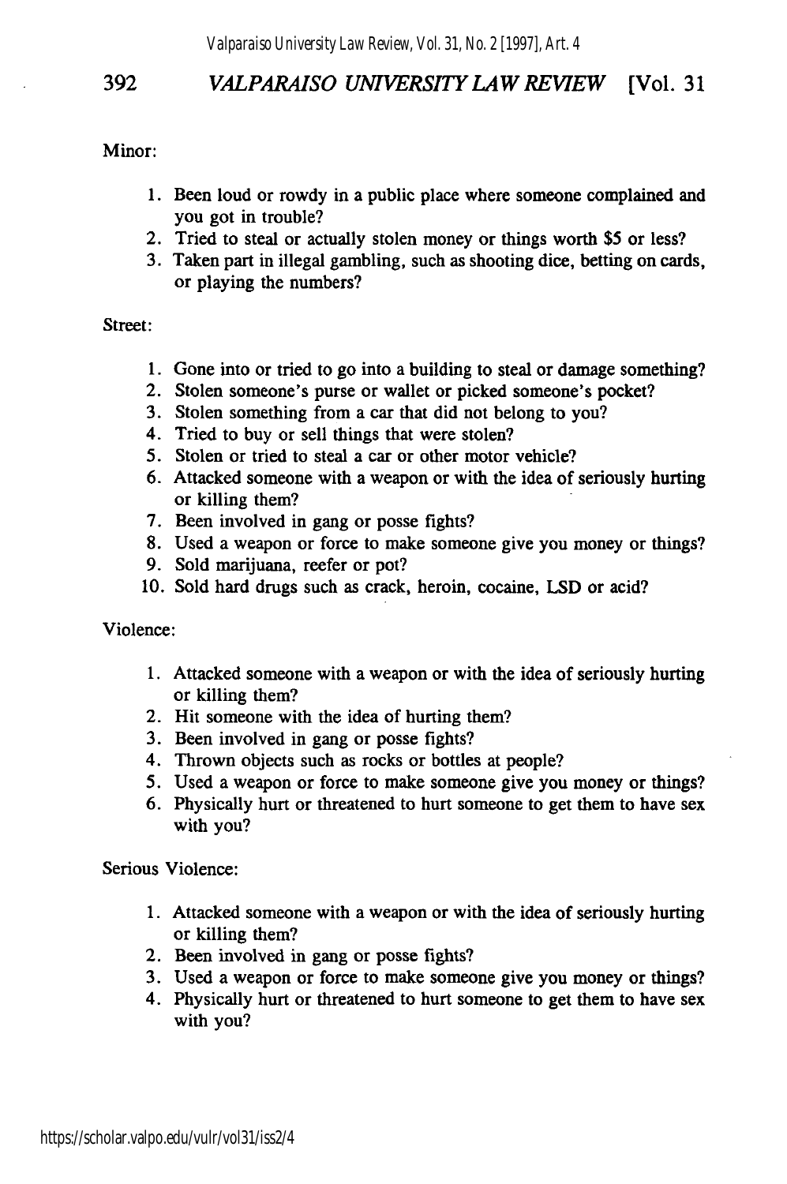Minor:

1. Been loud or rowdy in a public place where someone complained and you got in trouble?
2. Tried to steal or actually stolen money or things worth $5 or less?
3. Taken part in illegal gambling, such as shooting dice, betting on cards, or playing the numbers?

Street:

1. Gone into or tried to go into a building to steal or damage something?
2. Stolen someone's purse or wallet or picked someone's pocket?
3. Stolen something from a car that did not belong to you?
4. Tried to buy or sell things that were stolen?
5. Stolen or tried to steal a car or other motor vehicle?
6. Attacked someone with a weapon or with the idea of seriously hurting or killing them?
7. Been involved in gang or posse fights?
8. Used a weapon or force to make someone give you money or things?
9. Sold marijuana, reefer or pot?
10. Sold hard drugs such as crack, heroin, cocaine, LSD or acid?

Violence:

1. Attacked someone with a weapon or with the idea of seriously hurting or killing them?
2. Hit someone with the idea of hurting them?
3. Been involved in gang or posse fights?
4. Thrown objects such as rocks or bottles at people?
5. Used a weapon or force to make someone give you money or things?
6. Physically hurt or threatened to hurt someone to get them to have sex with you?

Serious Violence:

1. Attacked someone with a weapon or with the idea of seriously hurting or killing them?
2. Been involved in gang or posse fights?
3. Used a weapon or force to make someone give you money or things?
4. Physically hurt or threatened to hurt someone to get them to have sex with you?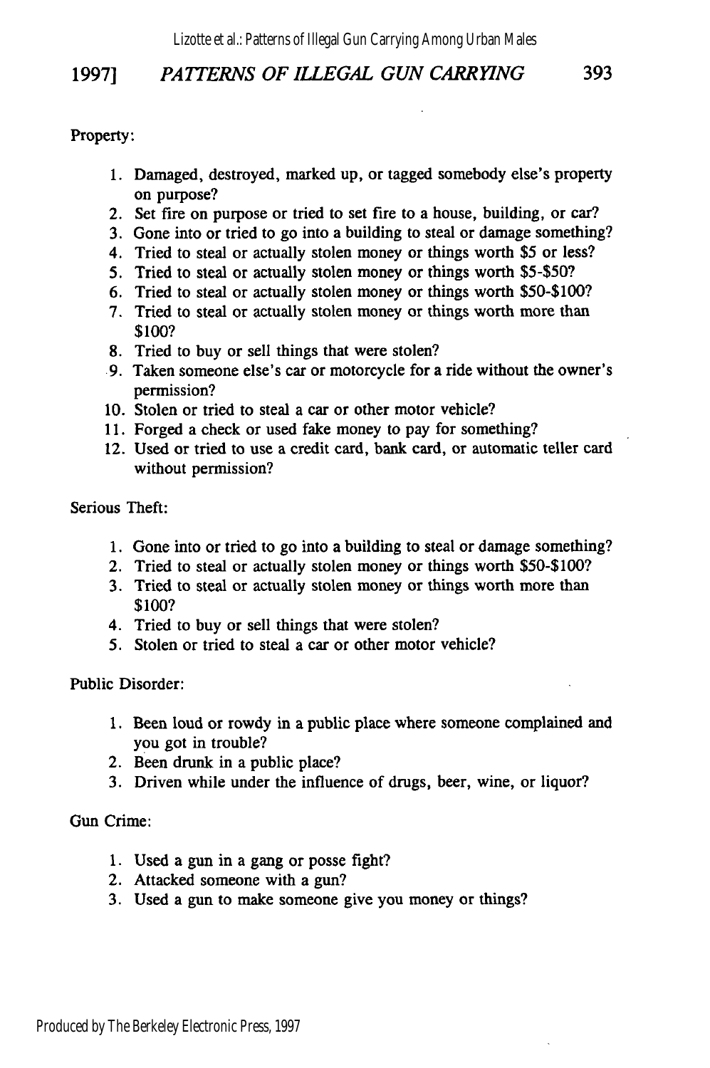Property:

1. Damaged, destroyed, marked up, or tagged somebody else's property on purpose?
2. Set fire on purpose or tried to set fire to a house, building, or car?
3. Gone into or tried to go into a building to steal or damage something?
4. Tried to steal or actually stolen money or things worth $5 or less?
5. Tried to steal or actually stolen money or things worth $5-$50?
6. Tried to steal or actually stolen money or things worth $50-$100?
7. Tried to steal or actually stolen money or things worth more than $100?
8. Tried to buy or sell things that were stolen?
9. Taken someone else's car or motorcycle for a ride without the owner's permission?
10. Stolen or tried to steal a car or other motor vehicle?
11. Forged a check or used fake money to pay for something?
12. Used or tried to use a credit card, bank card, or automatic teller card without permission?

Serious Theft:

1. Gone into or tried to go into a building to steal or damage something?
2. Tried to steal or actually stolen money or things worth $50-$100?
3. Tried to steal or actually stolen money or things worth more than $100?
4. Tried to buy or sell things that were stolen?
5. Stolen or tried to steal a car or other motor vehicle?

Public Disorder:

1. Been loud or rowdy in a public place where someone complained and you got in trouble?
2. Been drunk in a public place?
3. Driven while under the influence of drugs, beer, wine, or liquor?

Gun Crime:

1. Used a gun in a gang or posse fight?
2. Attacked someone with a gun?
3. Used a gun to make someone give you money or things?